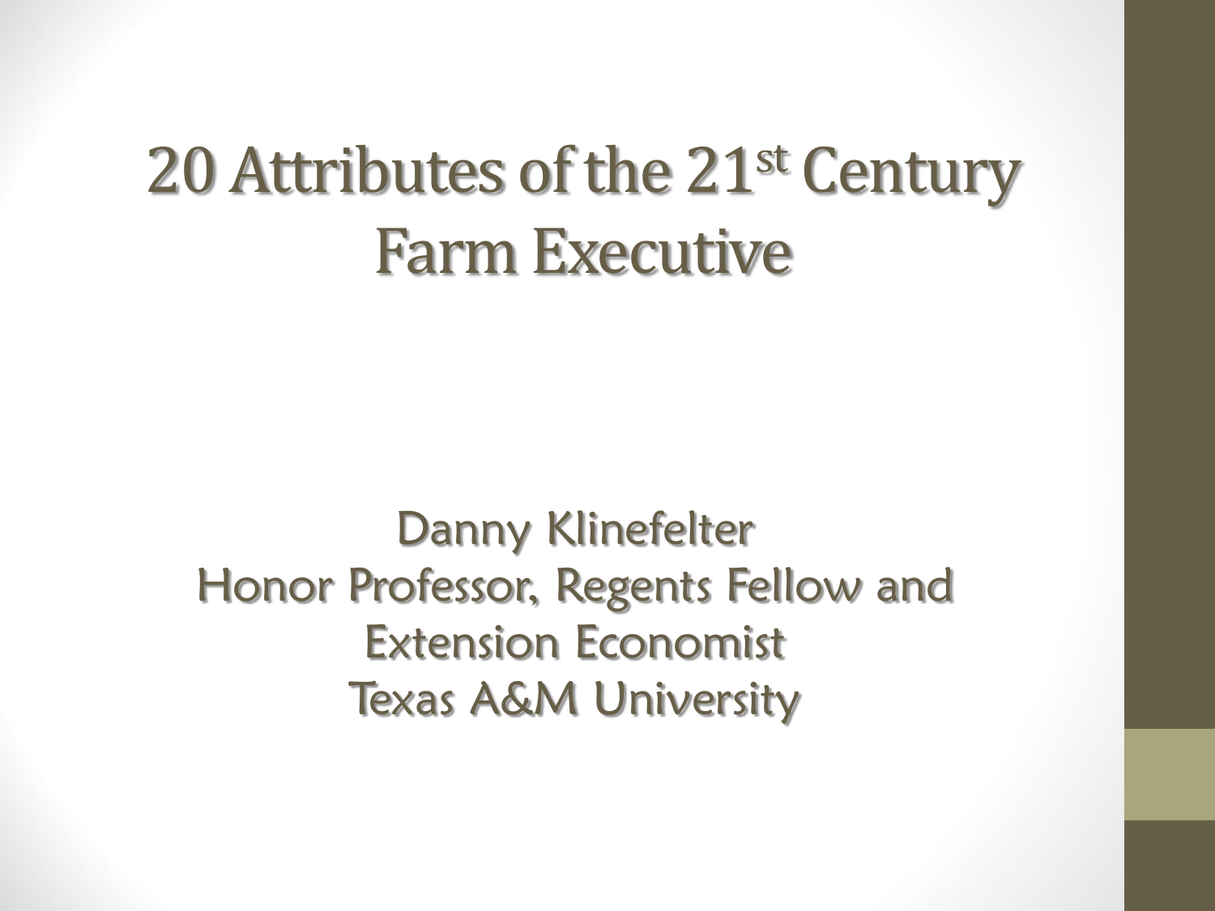# 20 Attributes of the 21st Century Farm Executive

Danny Klinefelter
Honor Professor, Regents Fellow and Extension Economist
Texas A&M University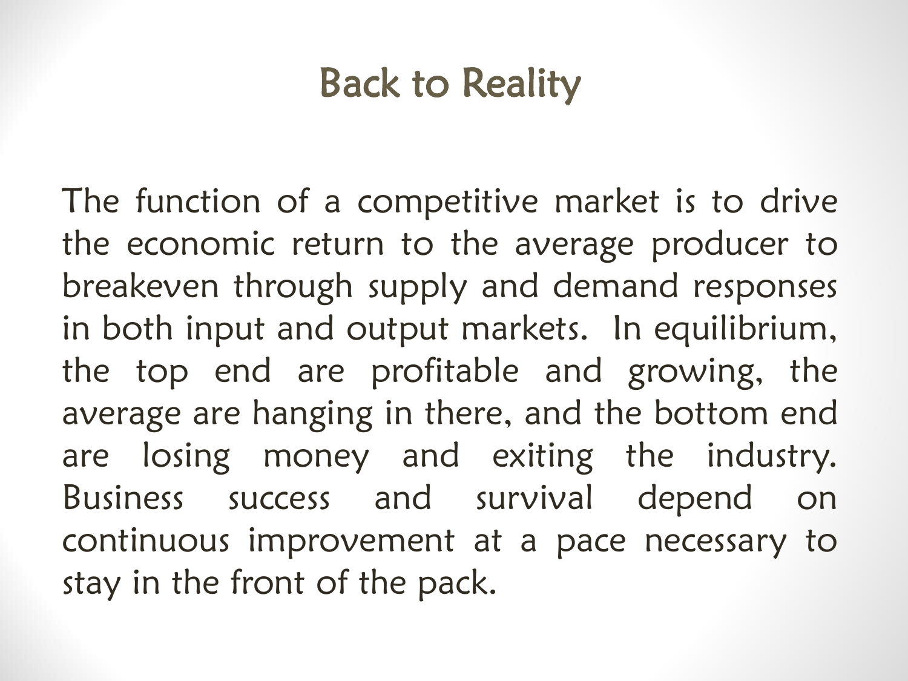# Back to Reality

The function of a competitive market is to drive the economic return to the average producer to breakeven through supply and demand responses in both input and output markets.  In equilibrium, the top end are profitable and growing, the average are hanging in there, and the bottom end are losing money and exiting the industry. Business success and survival depend on continuous improvement at a pace necessary to stay in the front of the pack.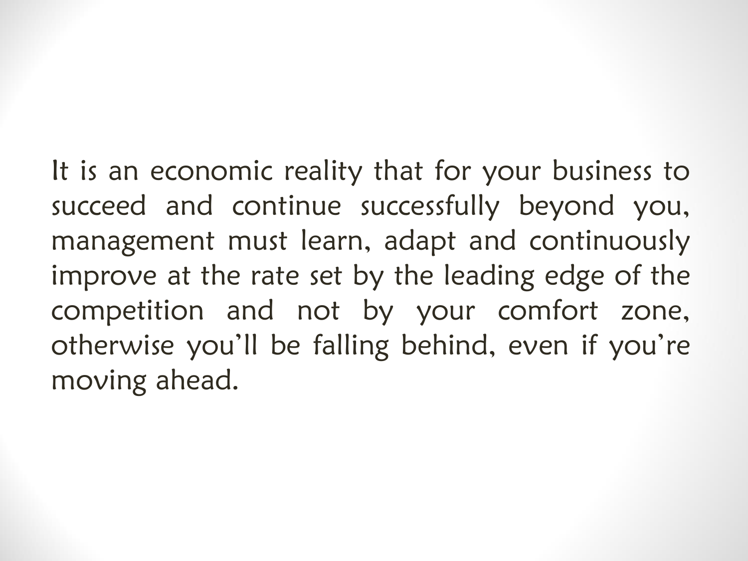It is an economic reality that for your business to succeed and continue successfully beyond you, management must learn, adapt and continuously improve at the rate set by the leading edge of the competition and not by your comfort zone, otherwise you'll be falling behind, even if you're moving ahead.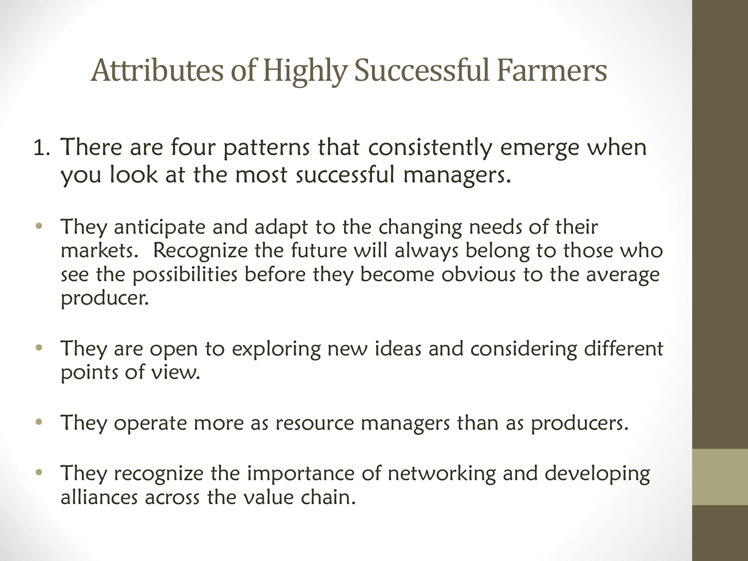# Attributes of Highly Successful Farmers

1. There are four patterns that consistently emerge when you look at the most successful managers.

- They anticipate and adapt to the changing needs of their markets. Recognize the future will always belong to those who see the possibilities before they become obvious to the average producer.
- They are open to exploring new ideas and considering different points of view.
- They operate more as resource managers than as producers.
- They recognize the importance of networking and developing alliances across the value chain.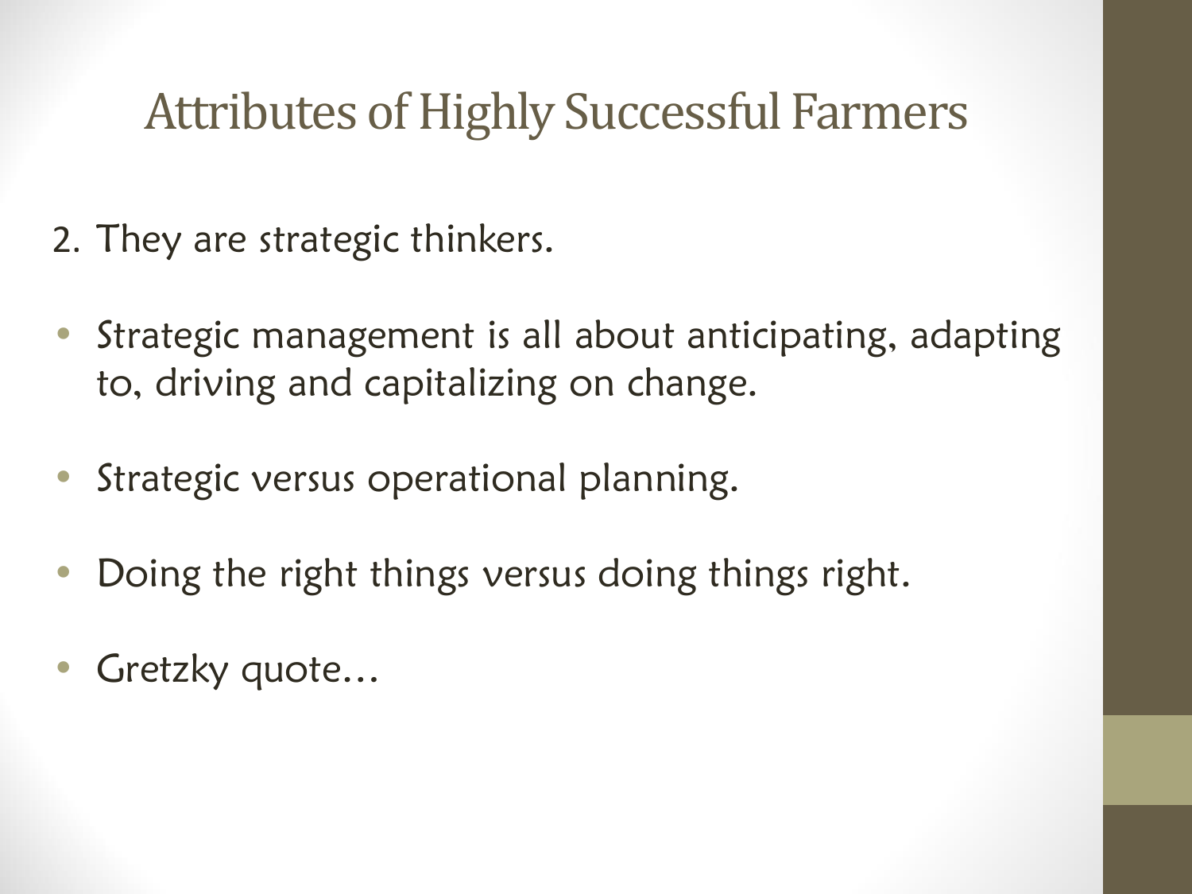# Attributes of Highly Successful Farmers

2. They are strategic thinkers.

- Strategic management is all about anticipating, adapting to, driving and capitalizing on change.
- Strategic versus operational planning.
- Doing the right things versus doing things right.
- Gretzky quote…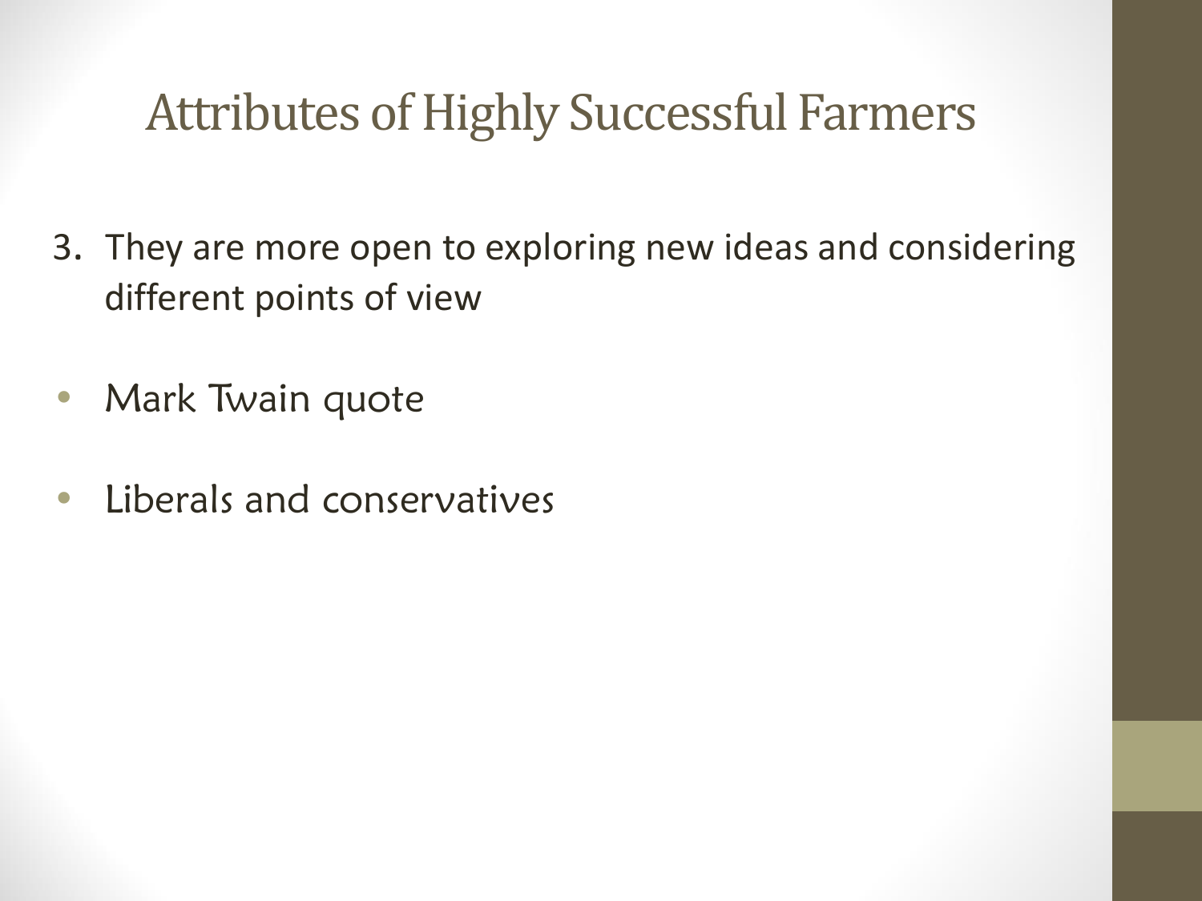# Attributes of Highly Successful Farmers

3. They are more open to exploring new ideas and considering different points of view

- Mark Twain quote
- Liberals and conservatives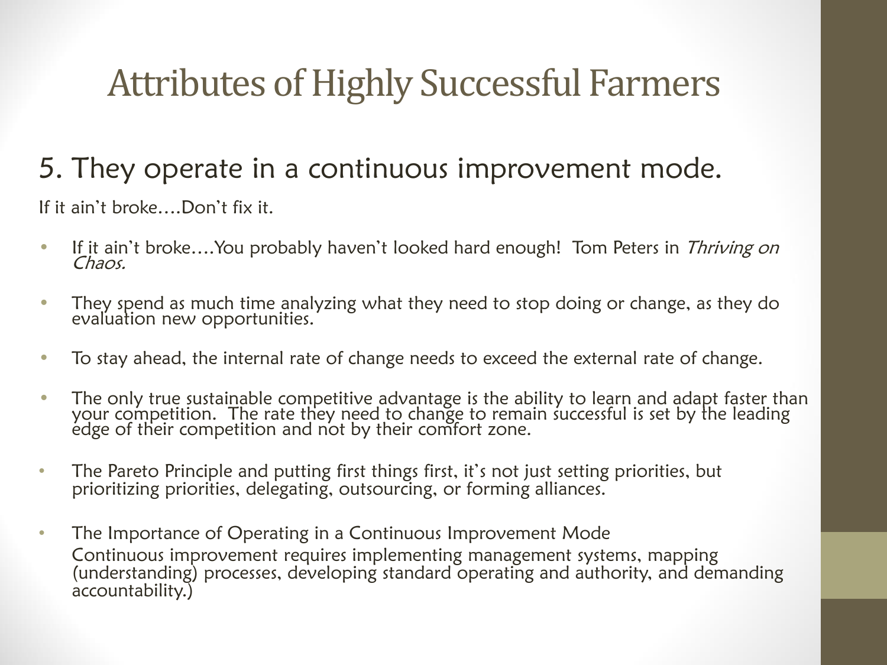# Attributes of Highly Successful Farmers

## 5. They operate in a continuous improvement mode.

If it ain't broke….Don't fix it.

- If it ain't broke….You probably haven't looked hard enough! Tom Peters in *Thriving on Chaos.*
- They spend as much time analyzing what they need to stop doing or change, as they do evaluation new opportunities.
- To stay ahead, the internal rate of change needs to exceed the external rate of change.
- The only true sustainable competitive advantage is the ability to learn and adapt faster than your competition. The rate they need to change to remain successful is set by the leading edge of their competition and not by their comfort zone.
- The Pareto Principle and putting first things first, it's not just setting priorities, but prioritizing priorities, delegating, outsourcing, or forming alliances.
- The Importance of Operating in a Continuous Improvement Mode
  Continuous improvement requires implementing management systems, mapping (understanding) processes, developing standard operating and authority, and demanding accountability.)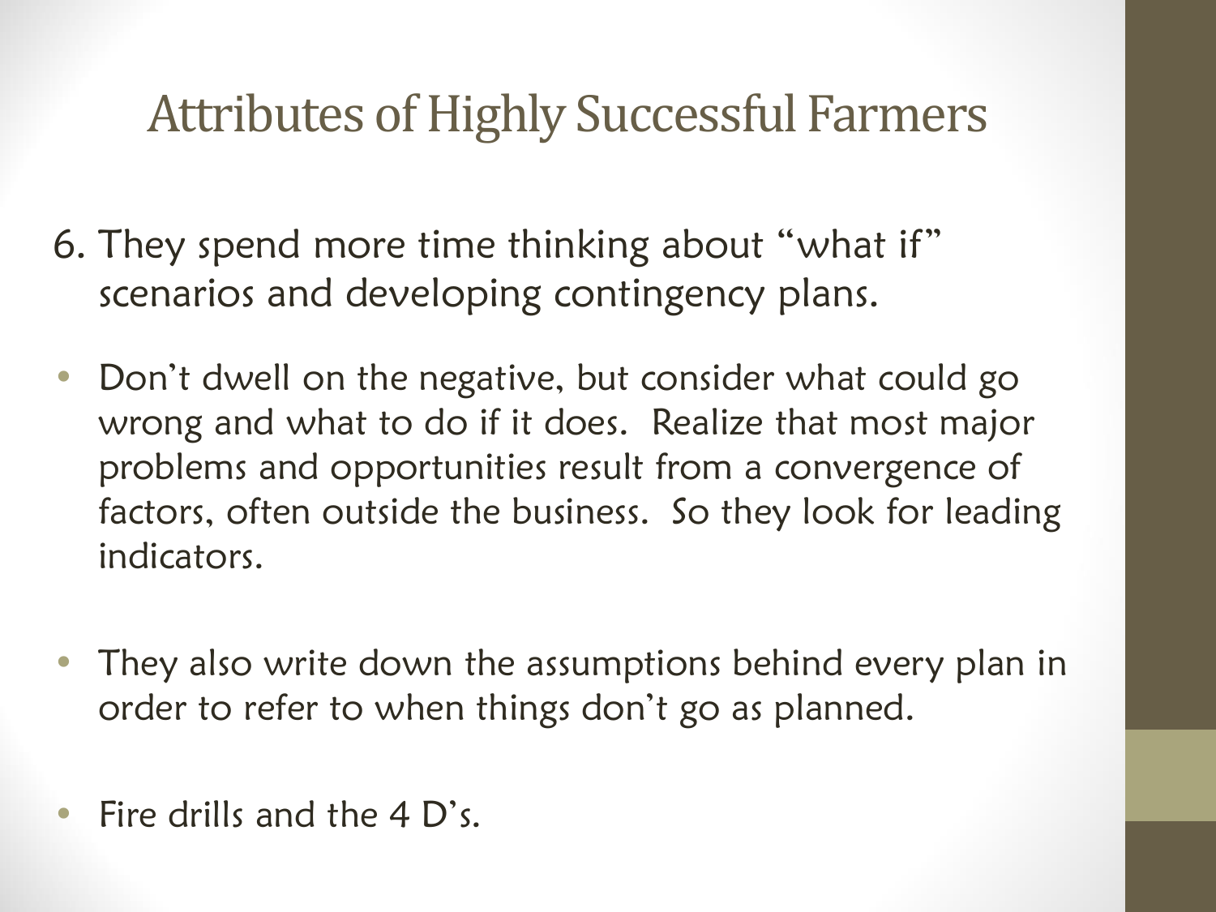# Attributes of Highly Successful Farmers

6. They spend more time thinking about "what if" scenarios and developing contingency plans.

- Don't dwell on the negative, but consider what could go wrong and what to do if it does. Realize that most major problems and opportunities result from a convergence of factors, often outside the business. So they look for leading indicators.

- They also write down the assumptions behind every plan in order to refer to when things don't go as planned.

- Fire drills and the 4 D's.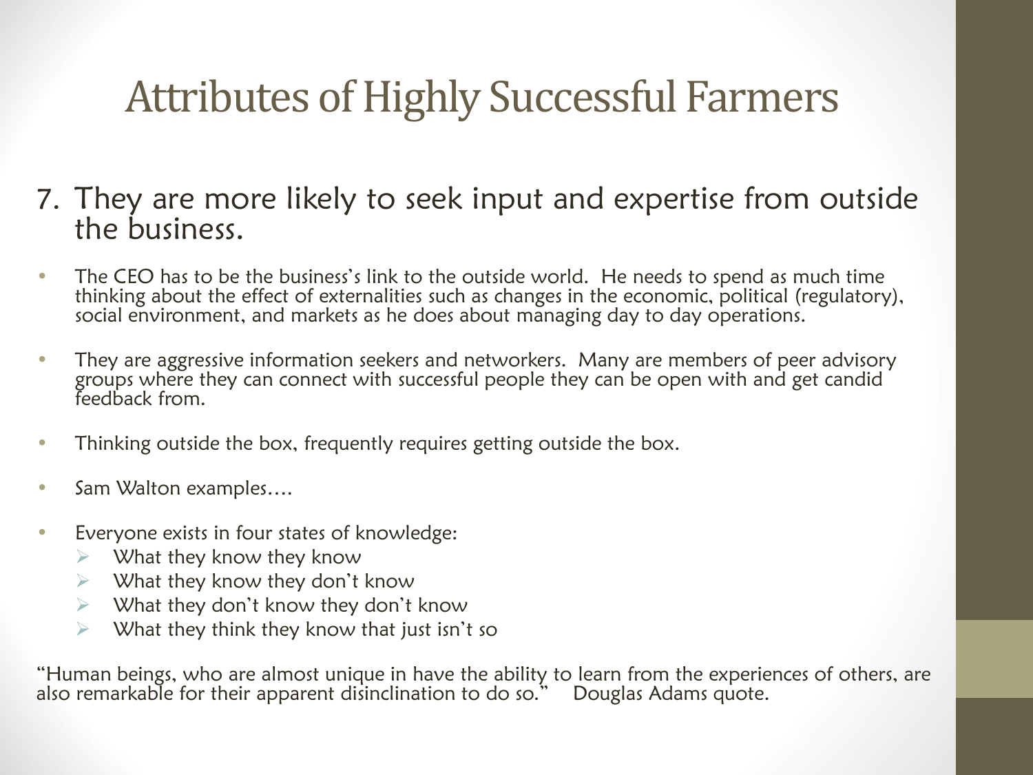# Attributes of Highly Successful Farmers

7. They are more likely to seek input and expertise from outside the business.

- The CEO has to be the business's link to the outside world. He needs to spend as much time thinking about the effect of externalities such as changes in the economic, political (regulatory), social environment, and markets as he does about managing day to day operations.
- They are aggressive information seekers and networkers. Many are members of peer advisory groups where they can connect with successful people they can be open with and get candid feedback from.
- Thinking outside the box, frequently requires getting outside the box.
- Sam Walton examples….
- Everyone exists in four states of knowledge:
  - What they know they know
  - What they know they don't know
  - What they don't know they don't know
  - What they think they know that just isn't so

"Human beings, who are almost unique in have the ability to learn from the experiences of others, are also remarkable for their apparent disinclination to do so." Douglas Adams quote.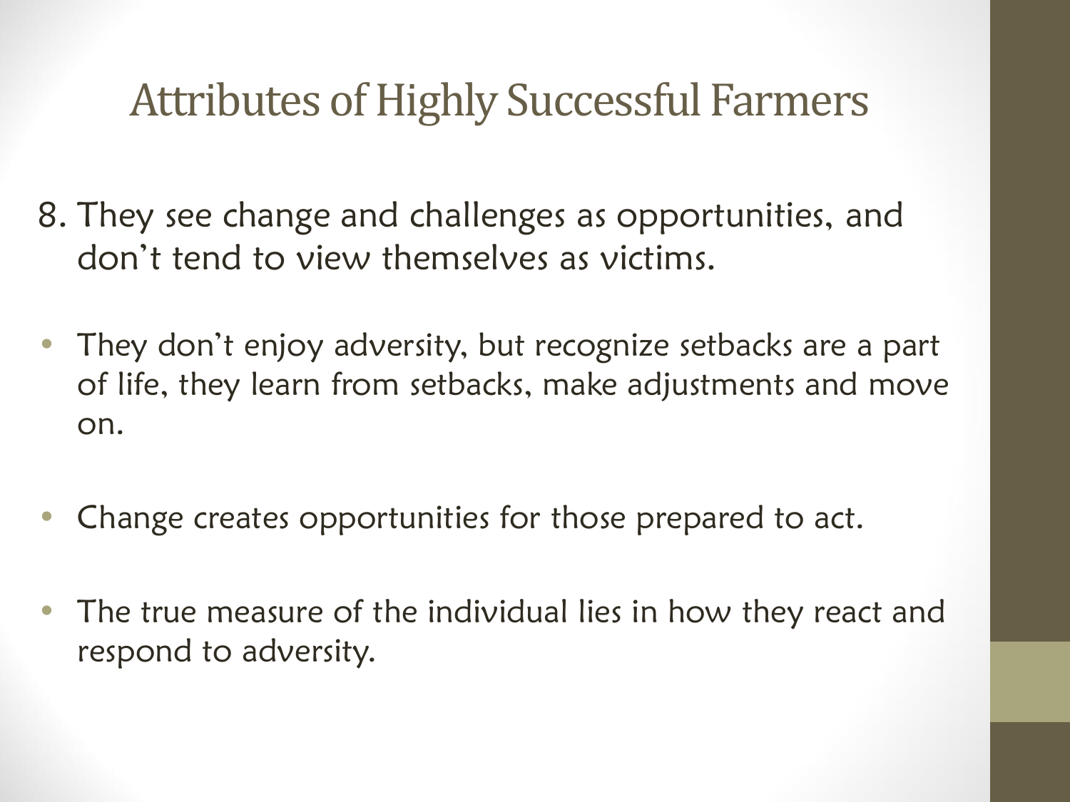# Attributes of Highly Successful Farmers

8. They see change and challenges as opportunities, and don't tend to view themselves as victims.

- They don't enjoy adversity, but recognize setbacks are a part of life, they learn from setbacks, make adjustments and move on.
- Change creates opportunities for those prepared to act.
- The true measure of the individual lies in how they react and respond to adversity.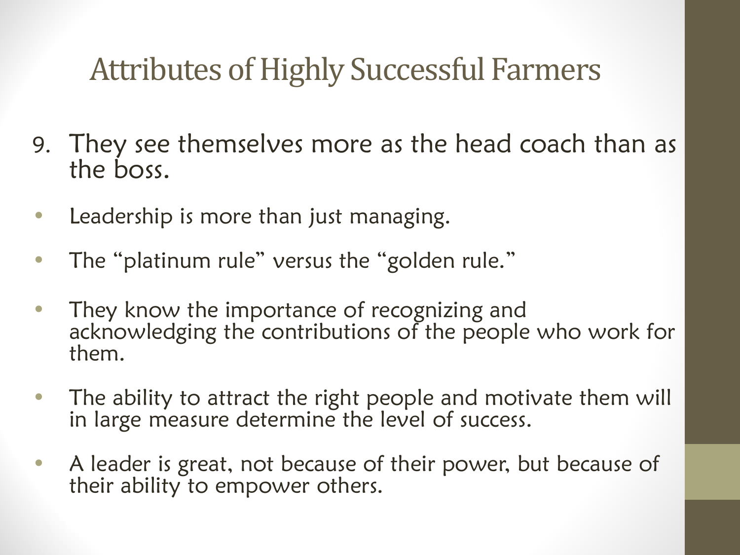# Attributes of Highly Successful Farmers

9. They see themselves more as the head coach than as the boss.

- Leadership is more than just managing.
- The "platinum rule" versus the "golden rule."
- They know the importance of recognizing and acknowledging the contributions of the people who work for them.
- The ability to attract the right people and motivate them will in large measure determine the level of success.
- A leader is great, not because of their power, but because of their ability to empower others.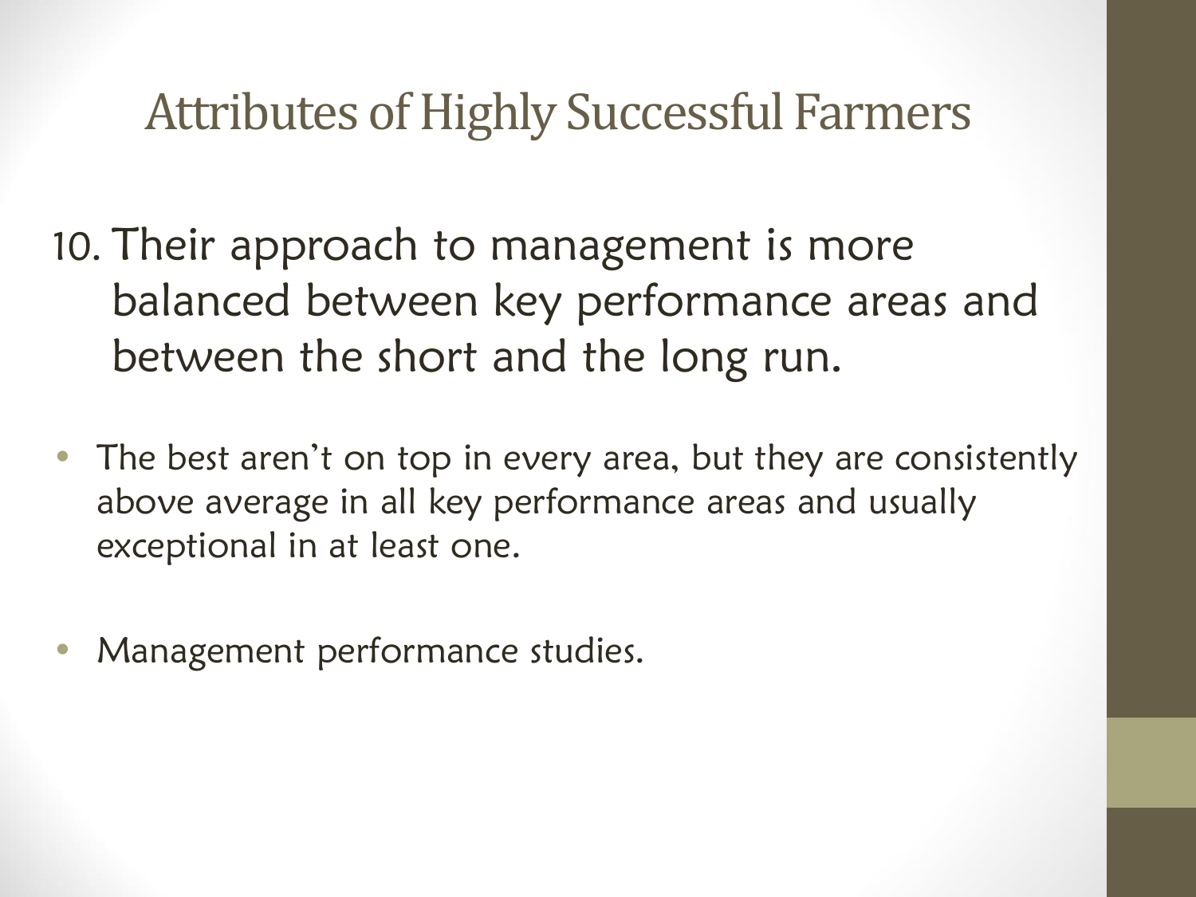# Attributes of Highly Successful Farmers

10. Their approach to management is more balanced between key performance areas and between the short and the long run.

- The best aren't on top in every area, but they are consistently above average in all key performance areas and usually exceptional in at least one.
- Management performance studies.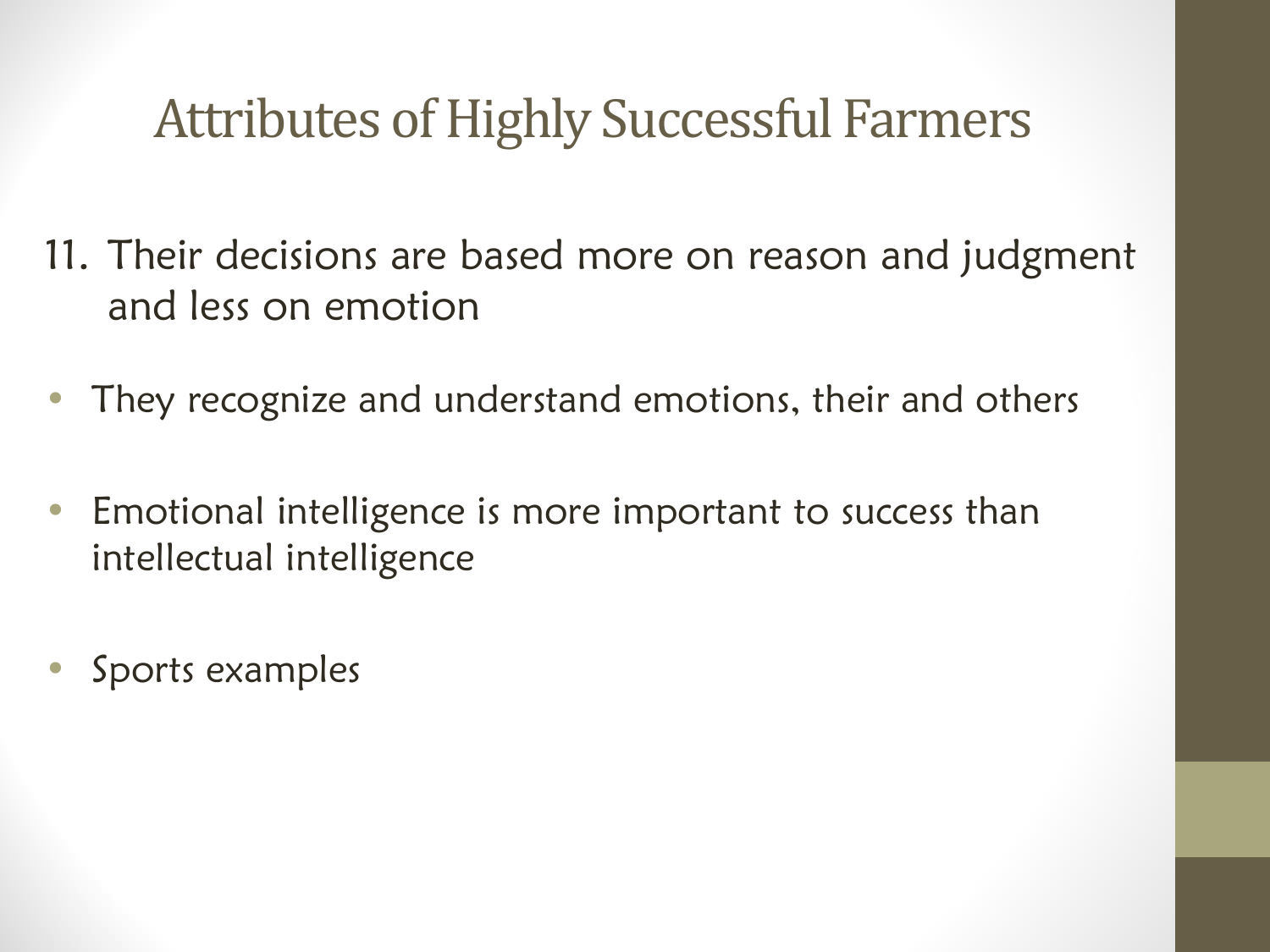# Attributes of Highly Successful Farmers

11. Their decisions are based more on reason and judgment and less on emotion

- They recognize and understand emotions, their and others
- Emotional intelligence is more important to success than intellectual intelligence
- Sports examples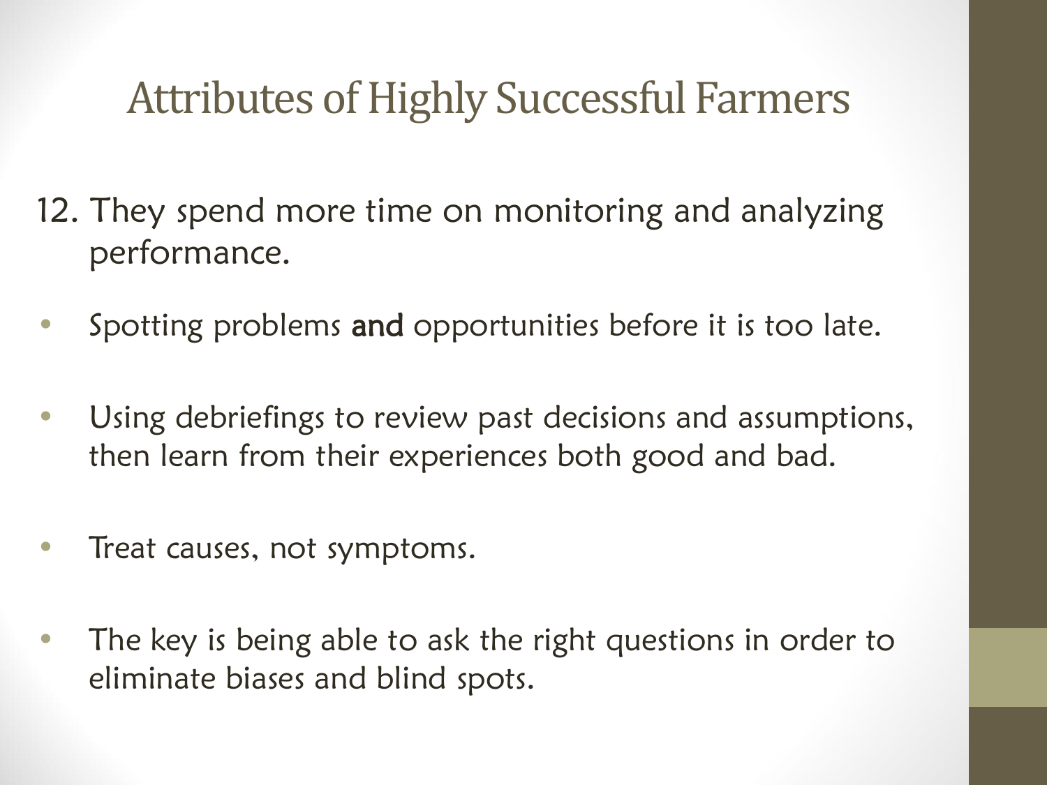# Attributes of Highly Successful Farmers

12. They spend more time on monitoring and analyzing performance.

- Spotting problems **and** opportunities before it is too late.
- Using debriefings to review past decisions and assumptions, then learn from their experiences both good and bad.
- Treat causes, not symptoms.
- The key is being able to ask the right questions in order to eliminate biases and blind spots.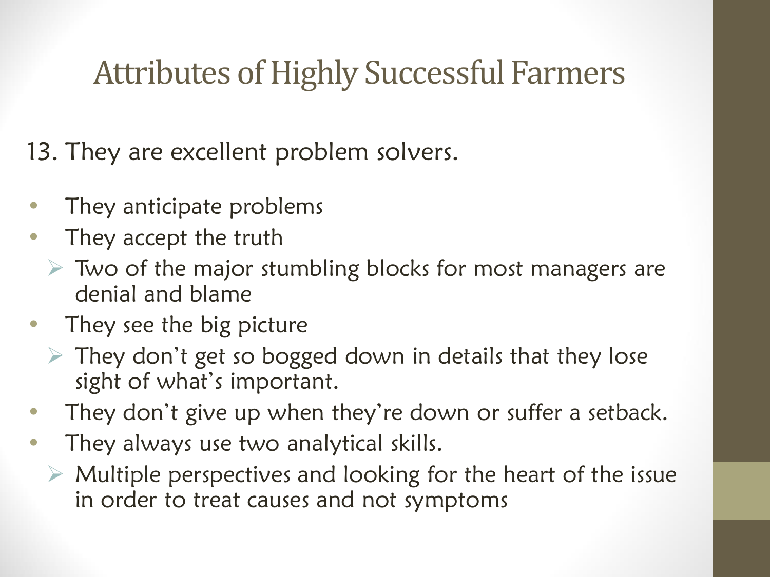# Attributes of Highly Successful Farmers

13. They are excellent problem solvers.

- They anticipate problems
- They accept the truth
  - Two of the major stumbling blocks for most managers are denial and blame
- They see the big picture
  - They don't get so bogged down in details that they lose sight of what's important.
- They don't give up when they're down or suffer a setback.
- They always use two analytical skills.
  - Multiple perspectives and looking for the heart of the issue in order to treat causes and not symptoms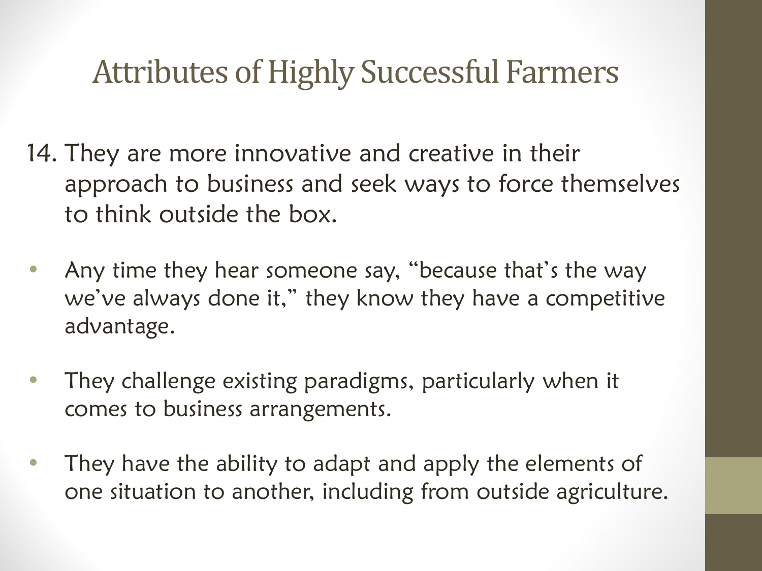# Attributes of Highly Successful Farmers

14. They are more innovative and creative in their approach to business and seek ways to force themselves to think outside the box.

- Any time they hear someone say, “because that’s the way we’ve always done it,” they know they have a competitive advantage.
- They challenge existing paradigms, particularly when it comes to business arrangements.
- They have the ability to adapt and apply the elements of one situation to another, including from outside agriculture.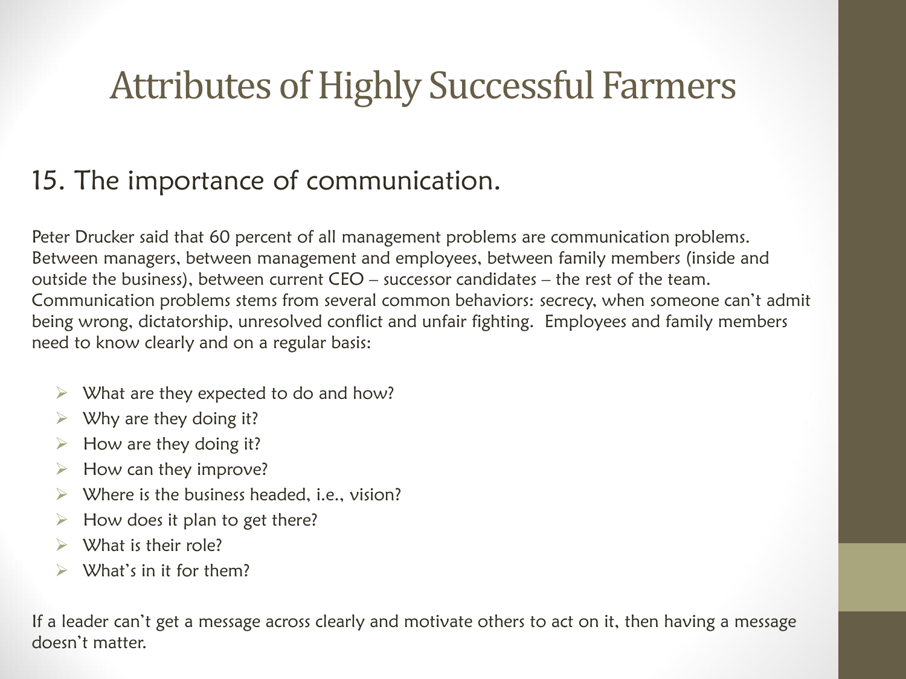# Attributes of Highly Successful Farmers

## 15. The importance of communication.

Peter Drucker said that 60 percent of all management problems are communication problems. Between managers, between management and employees, between family members (inside and outside the business), between current CEO – successor candidates – the rest of the team. Communication problems stems from several common behaviors: secrecy, when someone can't admit being wrong, dictatorship, unresolved conflict and unfair fighting. Employees and family members need to know clearly and on a regular basis:

- What are they expected to do and how?
- Why are they doing it?
- How are they doing it?
- How can they improve?
- Where is the business headed, i.e., vision?
- How does it plan to get there?
- What is their role?
- What's in it for them?

If a leader can't get a message across clearly and motivate others to act on it, then having a message doesn't matter.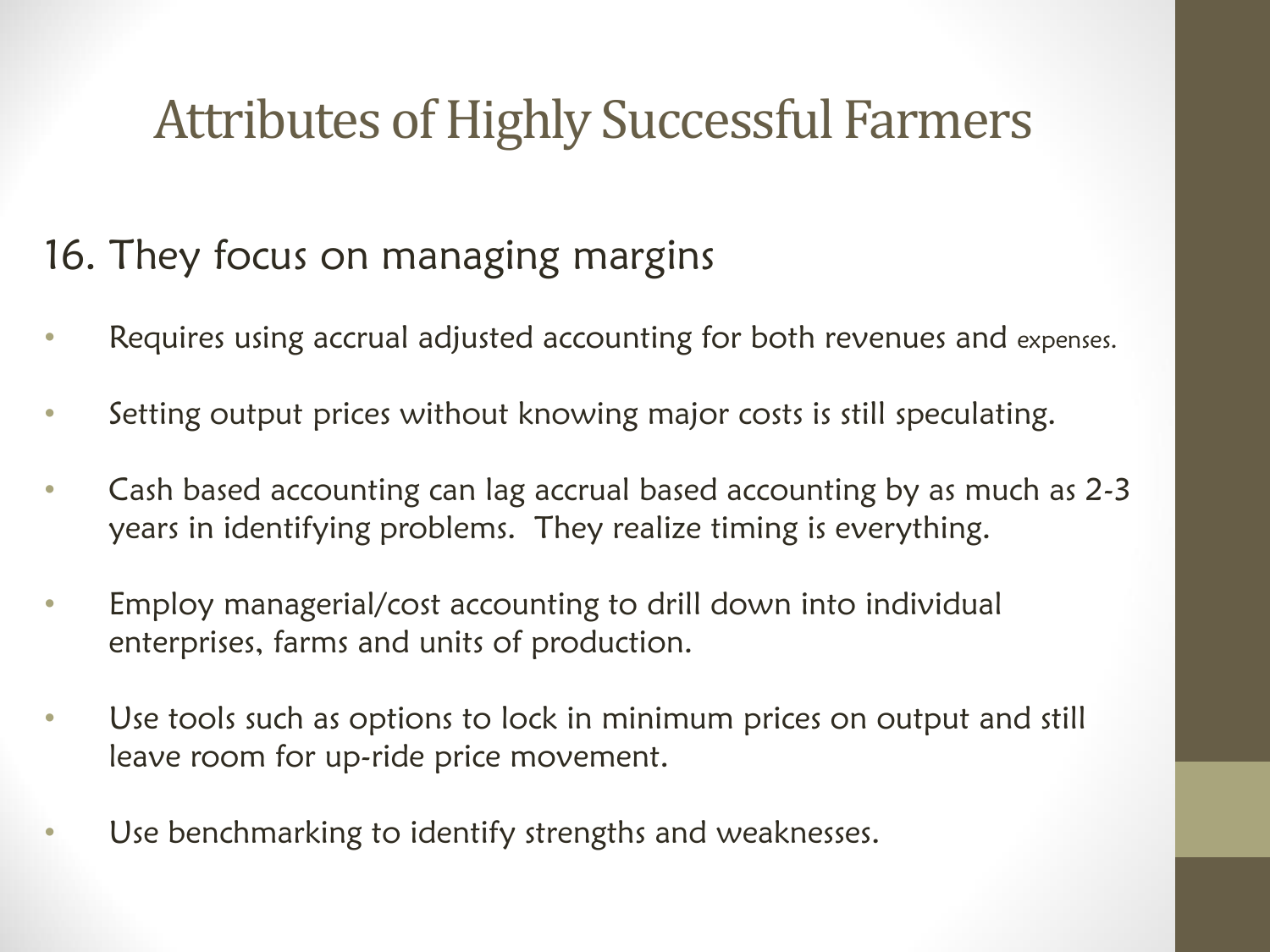# Attributes of Highly Successful Farmers

## 16. They focus on managing margins

- Requires using accrual adjusted accounting for both revenues and expenses.
- Setting output prices without knowing major costs is still speculating.
- Cash based accounting can lag accrual based accounting by as much as 2-3 years in identifying problems. They realize timing is everything.
- Employ managerial/cost accounting to drill down into individual enterprises, farms and units of production.
- Use tools such as options to lock in minimum prices on output and still leave room for up-ride price movement.
- Use benchmarking to identify strengths and weaknesses.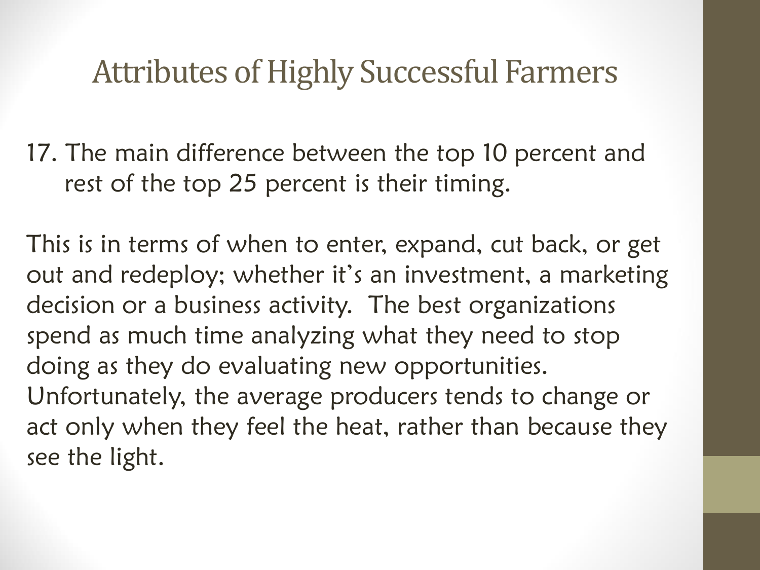# Attributes of Highly Successful Farmers

17. The main difference between the top 10 percent and rest of the top 25 percent is their timing.

This is in terms of when to enter, expand, cut back, or get out and redeploy; whether it's an investment, a marketing decision or a business activity. The best organizations spend as much time analyzing what they need to stop doing as they do evaluating new opportunities. Unfortunately, the average producers tends to change or act only when they feel the heat, rather than because they see the light.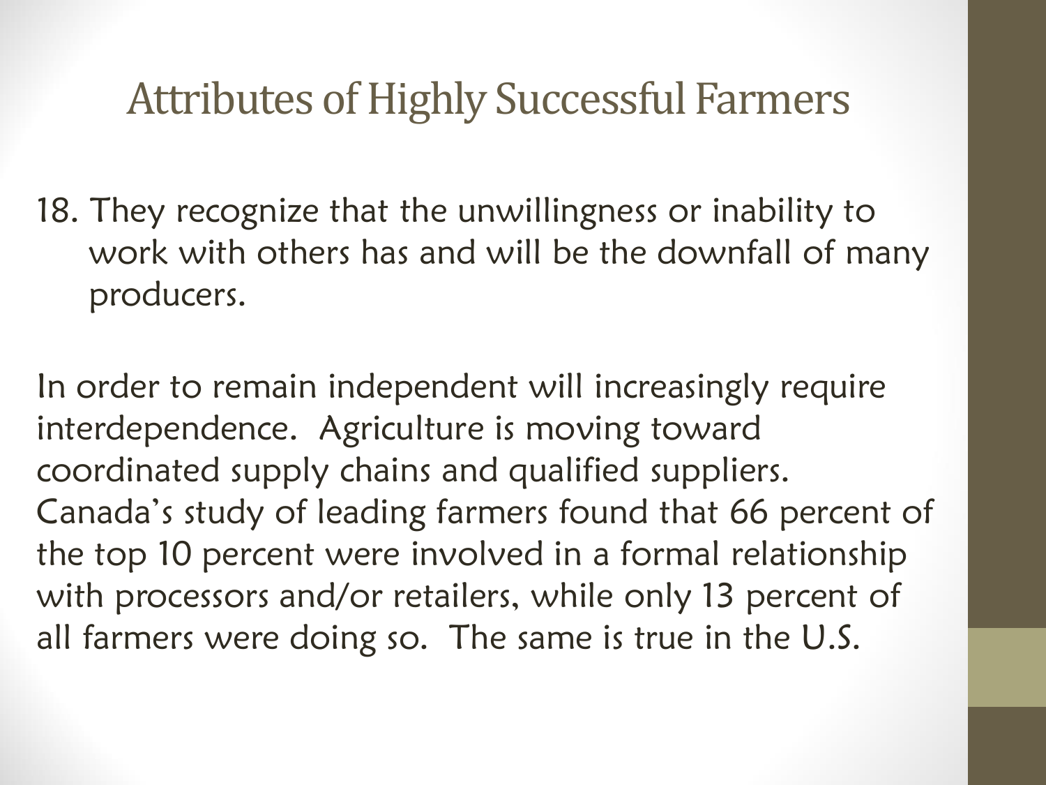# Attributes of Highly Successful Farmers

18. They recognize that the unwillingness or inability to work with others has and will be the downfall of many producers.

In order to remain independent will increasingly require interdependence. Agriculture is moving toward coordinated supply chains and qualified suppliers. Canada's study of leading farmers found that 66 percent of the top 10 percent were involved in a formal relationship with processors and/or retailers, while only 13 percent of all farmers were doing so. The same is true in the U.S.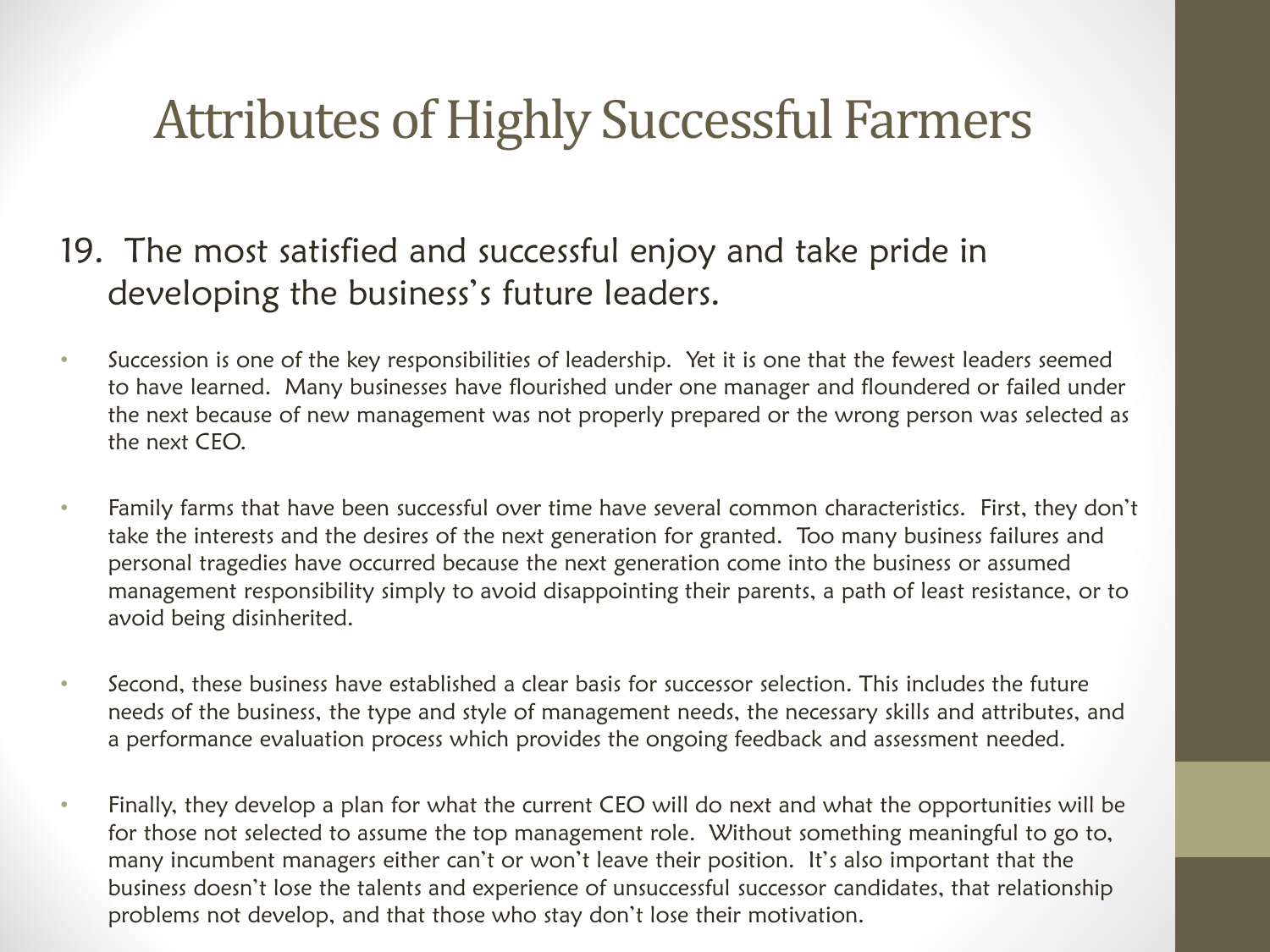# Attributes of Highly Successful Farmers

19. The most satisfied and successful enjoy and take pride in developing the business's future leaders.

- Succession is one of the key responsibilities of leadership. Yet it is one that the fewest leaders seemed to have learned. Many businesses have flourished under one manager and floundered or failed under the next because of new management was not properly prepared or the wrong person was selected as the next CEO.

- Family farms that have been successful over time have several common characteristics. First, they don't take the interests and the desires of the next generation for granted. Too many business failures and personal tragedies have occurred because the next generation come into the business or assumed management responsibility simply to avoid disappointing their parents, a path of least resistance, or to avoid being disinherited.

- Second, these business have established a clear basis for successor selection. This includes the future needs of the business, the type and style of management needs, the necessary skills and attributes, and a performance evaluation process which provides the ongoing feedback and assessment needed.

- Finally, they develop a plan for what the current CEO will do next and what the opportunities will be for those not selected to assume the top management role. Without something meaningful to go to, many incumbent managers either can't or won't leave their position. It's also important that the business doesn't lose the talents and experience of unsuccessful successor candidates, that relationship problems not develop, and that those who stay don't lose their motivation.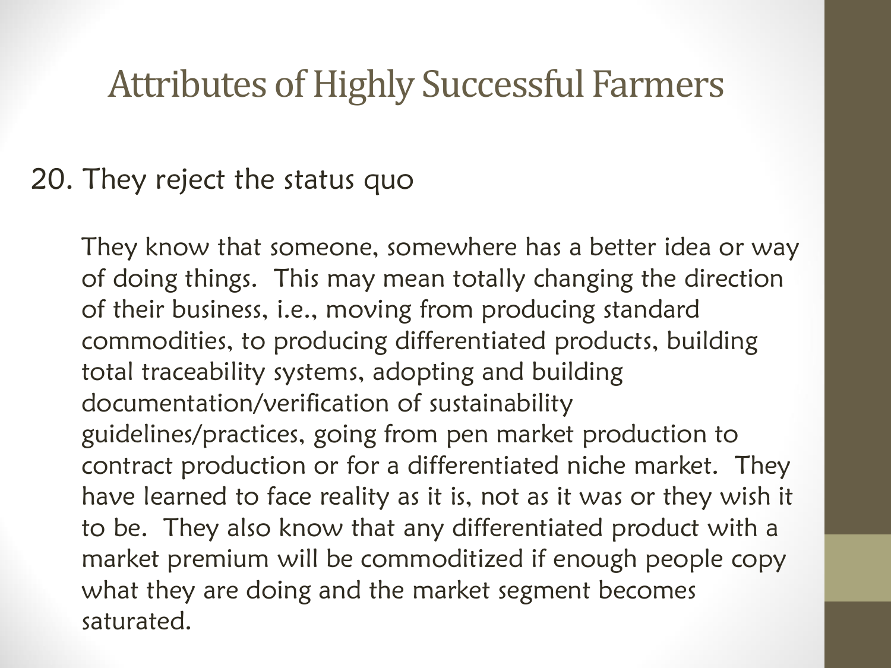# Attributes of Highly Successful Farmers

20. They reject the status quo

    They know that someone, somewhere has a better idea or way of doing things. This may mean totally changing the direction of their business, i.e., moving from producing standard commodities, to producing differentiated products, building total traceability systems, adopting and building documentation/verification of sustainability guidelines/practices, going from pen market production to contract production or for a differentiated niche market. They have learned to face reality as it is, not as it was or they wish it to be. They also know that any differentiated product with a market premium will be commoditized if enough people copy what they are doing and the market segment becomes saturated.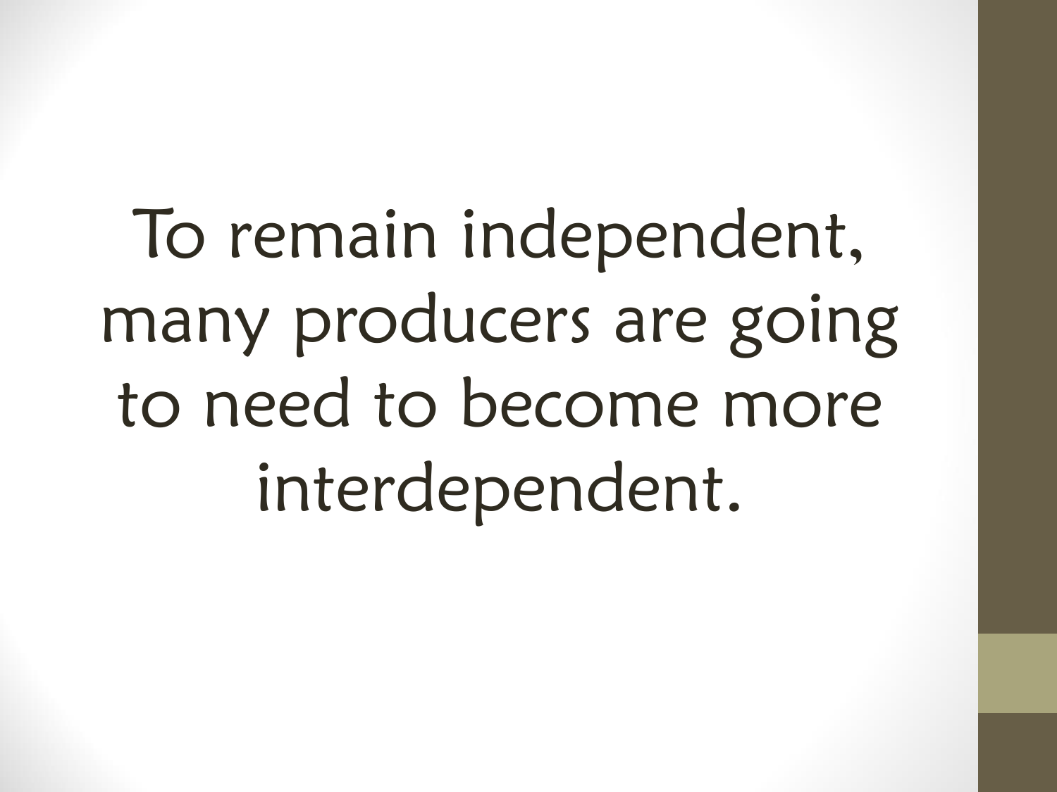To remain independent, many producers are going to need to become more interdependent.